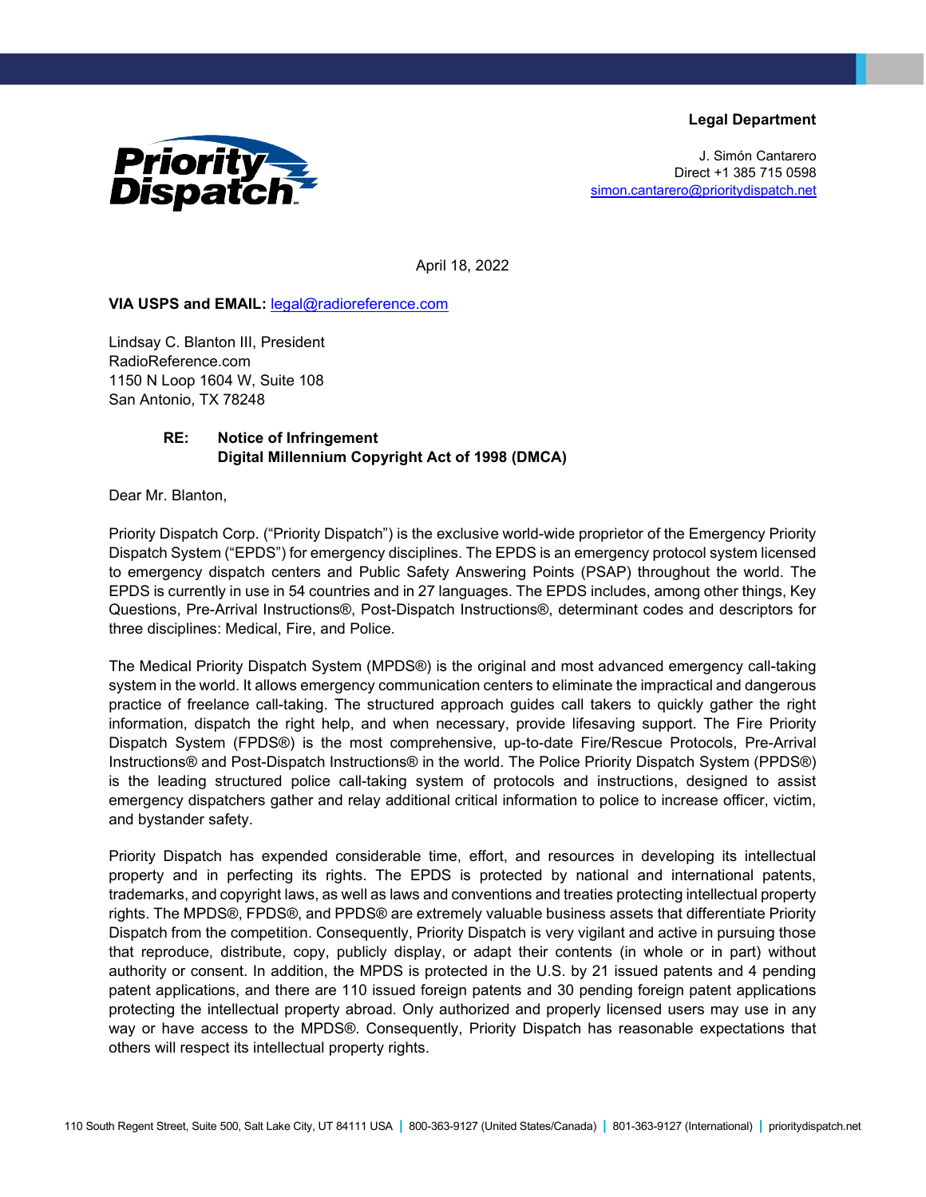**Legal Department**

J. Simón Cantarero
Direct +1 385 715 0598
simon.cantarero@prioritydispatch.net

April 18, 2022

**VIA USPS and EMAIL:** legal@radioreference.com

Lindsay C. Blanton III, President
RadioReference.com
1150 N Loop 1604 W, Suite 108
San Antonio, TX 78248

**RE: Notice of Infringement**
**Digital Millennium Copyright Act of 1998 (DMCA)**

Dear Mr. Blanton,

Priority Dispatch Corp. ("Priority Dispatch") is the exclusive world-wide proprietor of the Emergency Priority Dispatch System ("EPDS") for emergency disciplines. The EPDS is an emergency protocol system licensed to emergency dispatch centers and Public Safety Answering Points (PSAP) throughout the world. The EPDS is currently in use in 54 countries and in 27 languages. The EPDS includes, among other things, Key Questions, Pre-Arrival Instructions®, Post-Dispatch Instructions®, determinant codes and descriptors for three disciplines: Medical, Fire, and Police.

The Medical Priority Dispatch System (MPDS®) is the original and most advanced emergency call-taking system in the world. It allows emergency communication centers to eliminate the impractical and dangerous practice of freelance call-taking. The structured approach guides call takers to quickly gather the right information, dispatch the right help, and when necessary, provide lifesaving support. The Fire Priority Dispatch System (FPDS®) is the most comprehensive, up-to-date Fire/Rescue Protocols, Pre-Arrival Instructions® and Post-Dispatch Instructions® in the world. The Police Priority Dispatch System (PPDS®) is the leading structured police call-taking system of protocols and instructions, designed to assist emergency dispatchers gather and relay additional critical information to police to increase officer, victim, and bystander safety.

Priority Dispatch has expended considerable time, effort, and resources in developing its intellectual property and in perfecting its rights. The EPDS is protected by national and international patents, trademarks, and copyright laws, as well as laws and conventions and treaties protecting intellectual property rights. The MPDS®, FPDS®, and PPDS® are extremely valuable business assets that differentiate Priority Dispatch from the competition. Consequently, Priority Dispatch is very vigilant and active in pursuing those that reproduce, distribute, copy, publicly display, or adapt their contents (in whole or in part) without authority or consent. In addition, the MPDS is protected in the U.S. by 21 issued patents and 4 pending patent applications, and there are 110 issued foreign patents and 30 pending foreign patent applications protecting the intellectual property abroad. Only authorized and properly licensed users may use in any way or have access to the MPDS®. Consequently, Priority Dispatch has reasonable expectations that others will respect its intellectual property rights.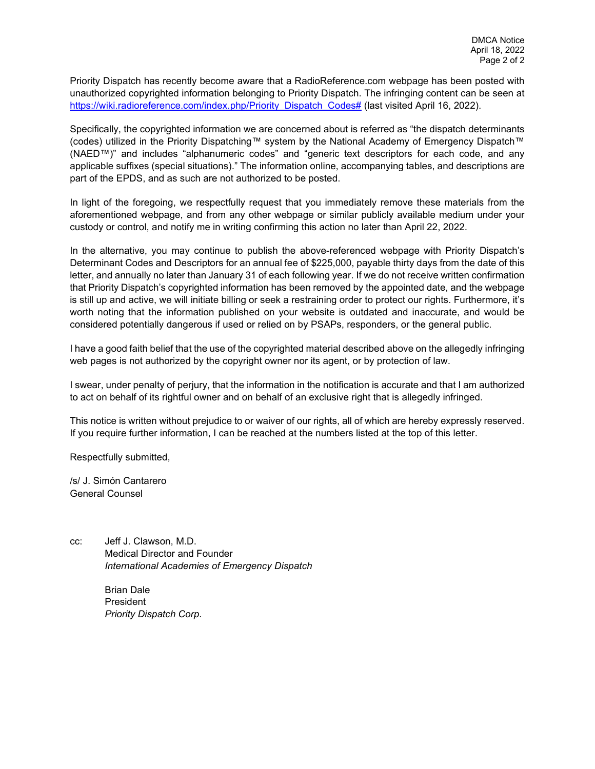Priority Dispatch has recently become aware that a RadioReference.com webpage has been posted with unauthorized copyrighted information belonging to Priority Dispatch. The infringing content can be seen at [https://wiki.radioreference.com/index.php/Priority_Dispatch_Codes#](https://wiki.radioreference.com/index.php/Priority_Dispatch_Codes#) (last visited April 16, 2022).

Specifically, the copyrighted information we are concerned about is referred as "the dispatch determinants (codes) utilized in the Priority Dispatching™ system by the National Academy of Emergency Dispatch™ (NAED™)" and includes "alphanumeric codes" and "generic text descriptors for each code, and any applicable suffixes (special situations)." The information online, accompanying tables, and descriptions are part of the EPDS, and as such are not authorized to be posted.

In light of the foregoing, we respectfully request that you immediately remove these materials from the aforementioned webpage, and from any other webpage or similar publicly available medium under your custody or control, and notify me in writing confirming this action no later than April 22, 2022.

In the alternative, you may continue to publish the above-referenced webpage with Priority Dispatch's Determinant Codes and Descriptors for an annual fee of $225,000, payable thirty days from the date of this letter, and annually no later than January 31 of each following year. If we do not receive written confirmation that Priority Dispatch's copyrighted information has been removed by the appointed date, and the webpage is still up and active, we will initiate billing or seek a restraining order to protect our rights. Furthermore, it's worth noting that the information published on your website is outdated and inaccurate, and would be considered potentially dangerous if used or relied on by PSAPs, responders, or the general public.

I have a good faith belief that the use of the copyrighted material described above on the allegedly infringing web pages is not authorized by the copyright owner nor its agent, or by protection of law.

I swear, under penalty of perjury, that the information in the notification is accurate and that I am authorized to act on behalf of its rightful owner and on behalf of an exclusive right that is allegedly infringed.

This notice is written without prejudice to or waiver of our rights, all of which are hereby expressly reserved. If you require further information, I can be reached at the numbers listed at the top of this letter.

Respectfully submitted,

/s/ J. Simón Cantarero
General Counsel

cc: Jeff J. Clawson, M.D.
Medical Director and Founder
*International Academies of Emergency Dispatch*

Brian Dale
President
*Priority Dispatch Corp.*